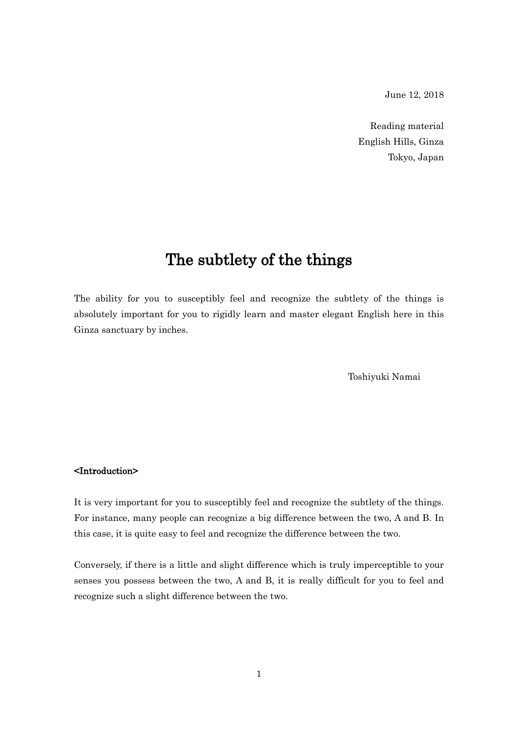June 12, 2018

Reading material
English Hills, Ginza
Tokyo, Japan

# The subtlety of the things

The ability for you to susceptibly feel and recognize the subtlety of the things is absolutely important for you to rigidly learn and master elegant English here in this Ginza sanctuary by inches.

Toshiyuki Namai

**<Introduction>**

It is very important for you to susceptibly feel and recognize the subtlety of the things. For instance, many people can recognize a big difference between the two, A and B. In this case, it is quite easy to feel and recognize the difference between the two.

Conversely, if there is a little and slight difference which is truly imperceptible to your senses you possess between the two, A and B, it is really difficult for you to feel and recognize such a slight difference between the two.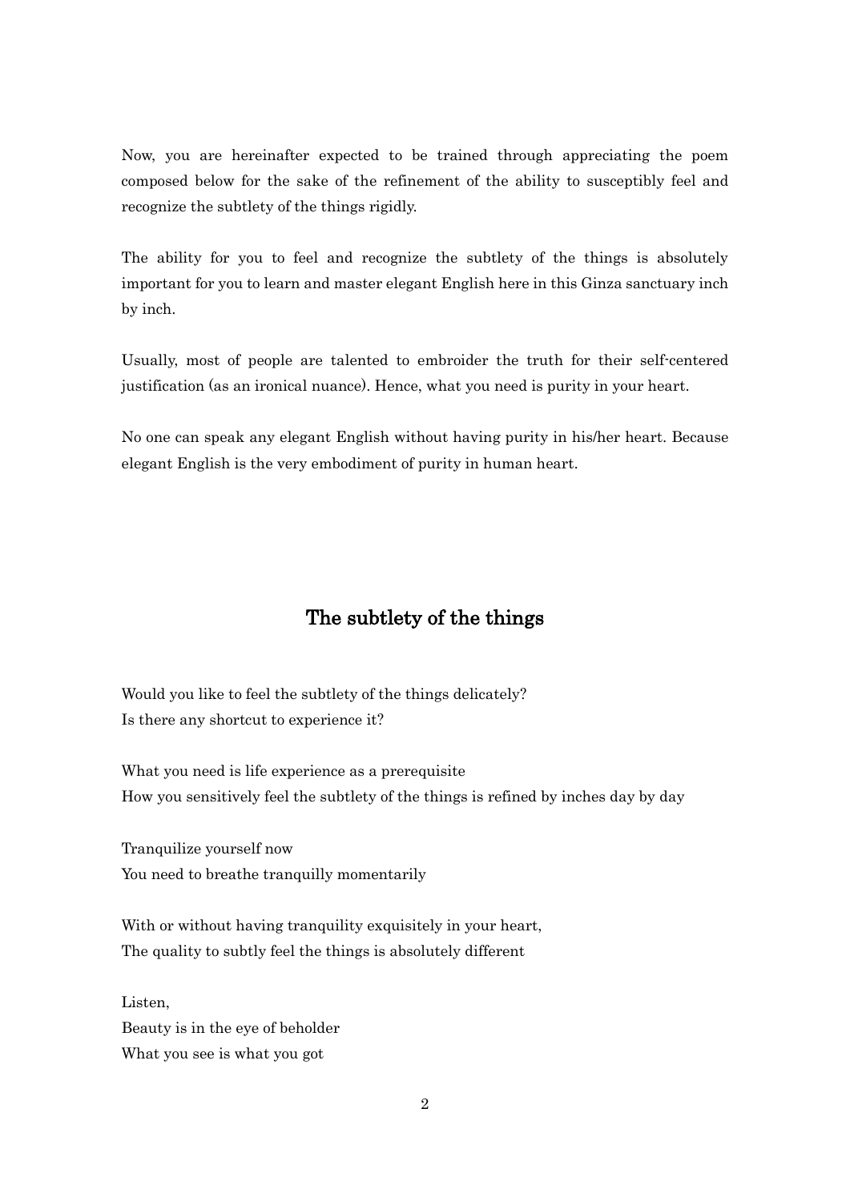Now, you are hereinafter expected to be trained through appreciating the poem composed below for the sake of the refinement of the ability to susceptibly feel and recognize the subtlety of the things rigidly.

The ability for you to feel and recognize the subtlety of the things is absolutely important for you to learn and master elegant English here in this Ginza sanctuary inch by inch.

Usually, most of people are talented to embroider the truth for their self-centered justification (as an ironical nuance). Hence, what you need is purity in your heart.

No one can speak any elegant English without having purity in his/her heart. Because elegant English is the very embodiment of purity in human heart.

## The subtlety of the things

Would you like to feel the subtlety of the things delicately?  
Is there any shortcut to experience it?

What you need is life experience as a prerequisite  
How you sensitively feel the subtlety of the things is refined by inches day by day

Tranquilize yourself now  
You need to breathe tranquilly momentarily

With or without having tranquility exquisitely in your heart,  
The quality to subtly feel the things is absolutely different

Listen,  
Beauty is in the eye of beholder  
What you see is what you got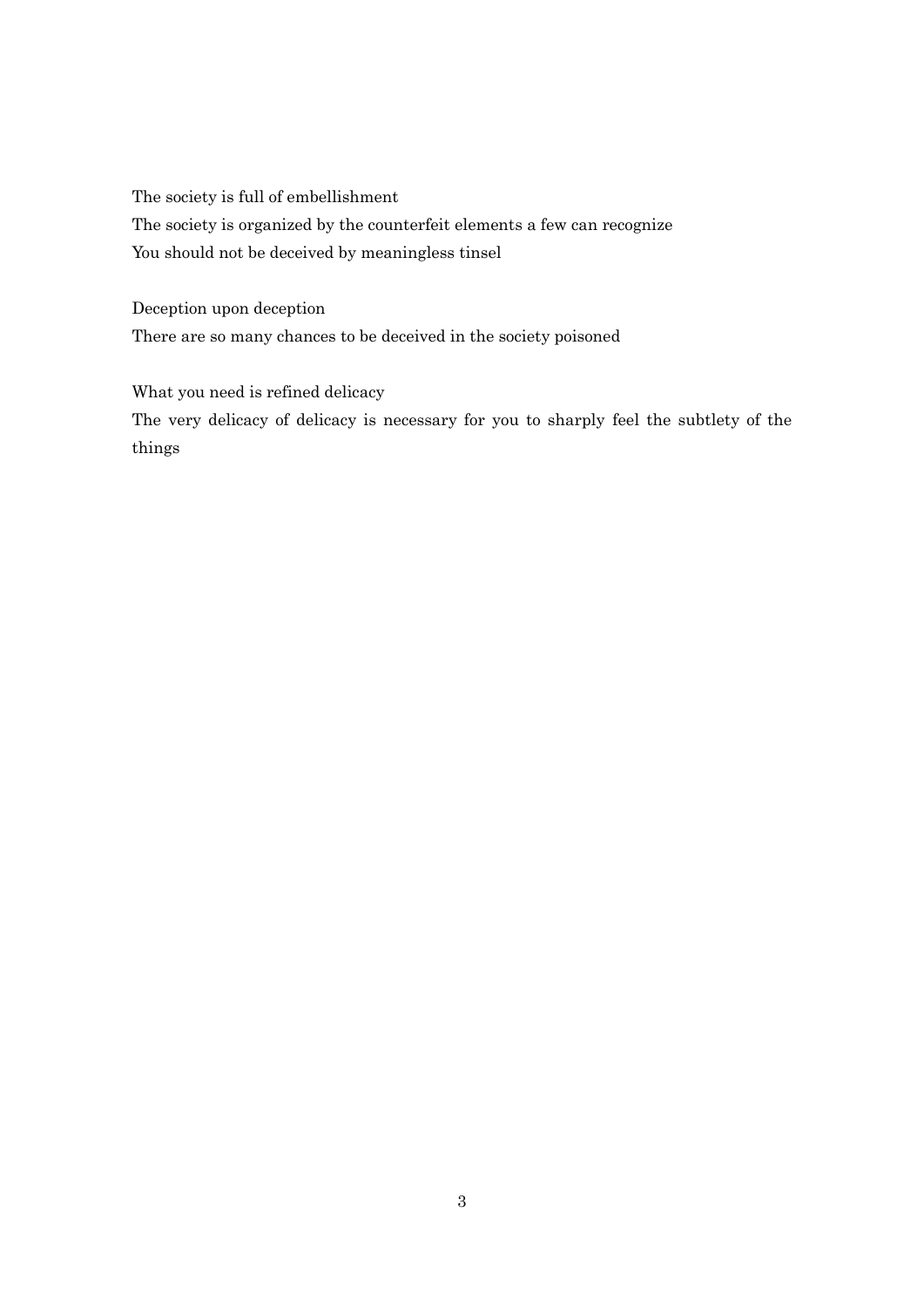The society is full of embellishment
The society is organized by the counterfeit elements a few can recognize
You should not be deceived by meaningless tinsel

Deception upon deception
There are so many chances to be deceived in the society poisoned

What you need is refined delicacy
The very delicacy of delicacy is necessary for you to sharply feel the subtlety of the things